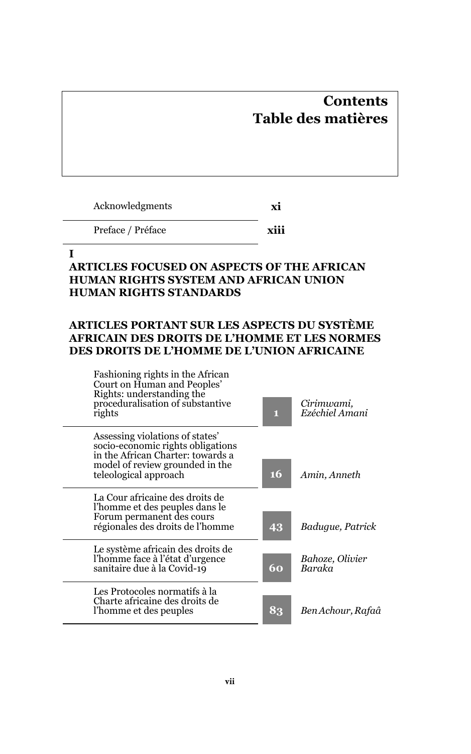# Contents
# Table des matières

| | | |
|---|---|---|
| Acknowledgments | **xi** | |
| Preface / Préface | **xiii** | |

## I
## ARTICLES FOCUSED ON ASPECTS OF THE AFRICAN HUMAN RIGHTS SYSTEM AND AFRICAN UNION HUMAN RIGHTS STANDARDS

## ARTICLES PORTANT SUR LES ASPECTS DU SYSTÈME AFRICAIN DES DROITS DE L'HOMME ET LES NORMES DES DROITS DE L'HOMME DE L'UNION AFRICAINE

| | | |
|---|---|---|
| Fashioning rights in the African Court on Human and Peoples' Rights: understanding the proceduralisation of substantive rights | **1** | *Cirimwami, Ezéchiel Amani* |
| Assessing violations of states' socio-economic rights obligations in the African Charter: towards a model of review grounded in the teleological approach | **16** | *Amin, Anneth* |
| La Cour africaine des droits de l'homme et des peuples dans le Forum permanent des cours régionales des droits de l'homme | **43** | *Badugue, Patrick* |
| Le système africain des droits de l'homme face à l'état d'urgence sanitaire due à la Covid-19 | **60** | *Bahoze, Olivier Baraka* |
| Les Protocoles normatifs à la Charte africaine des droits de l'homme et des peuples | **83** | *Ben Achour, Rafaâ* |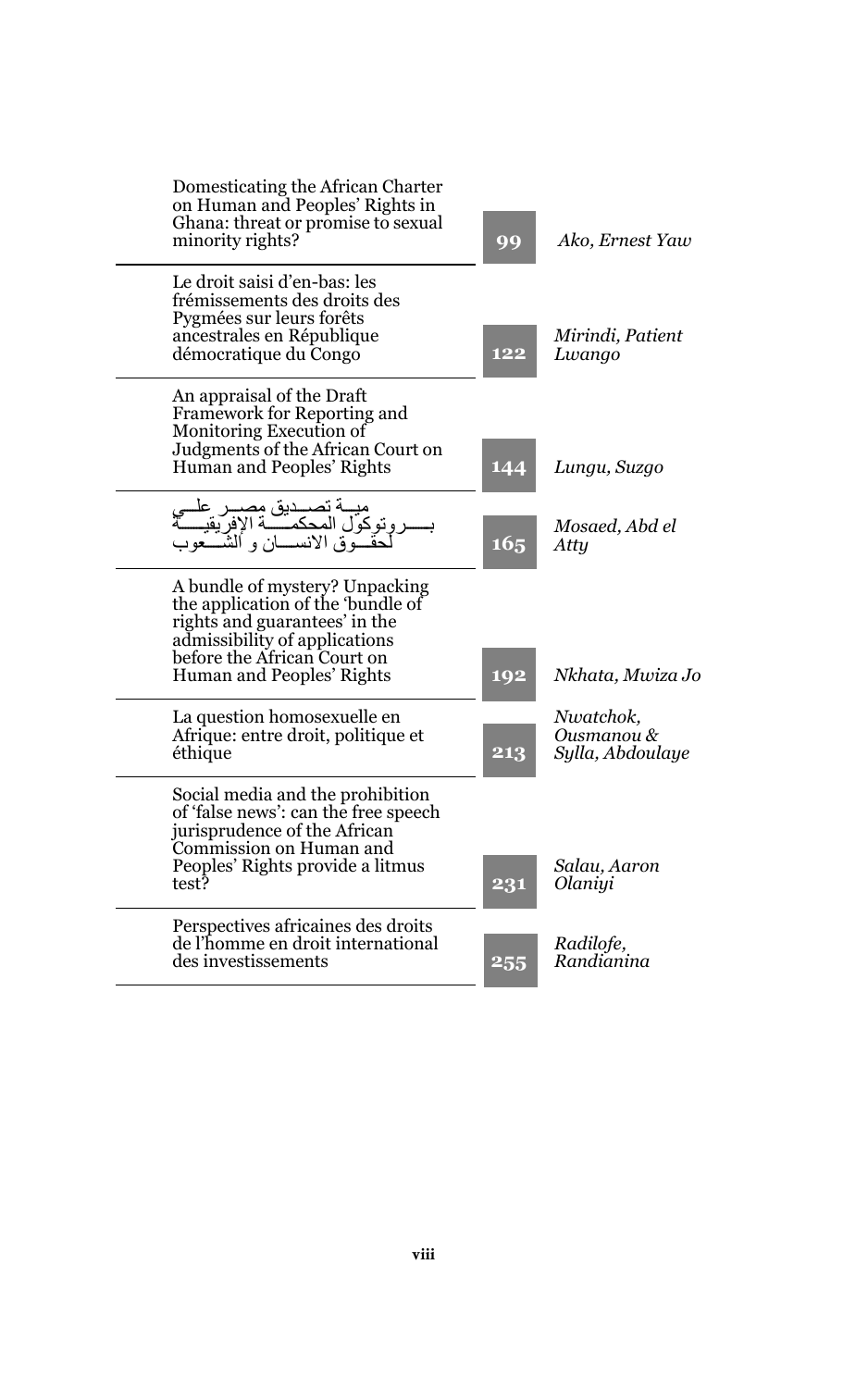| | | |
|---|---|---|
| Domesticating the African Charter on Human and Peoples' Rights in Ghana: threat or promise to sexual minority rights? | 99 | *Ako, Ernest Yaw* |
| Le droit saisi d'en-bas: les frémissements des droits des Pygmées sur leurs forêts ancestrales en République démocratique du Congo | 122 | *Mirindi, Patient Lwango* |
| An appraisal of the Draft Framework for Reporting and Monitoring Execution of Judgments of the African Court on Human and Peoples' Rights | 144 | *Lungu, Suzgo* |
| مية تصديق مصر على بروتوكول المحكمة الإفريقية لحقوق الانسان و الشعوب | 165 | *Mosaed, Abd el Atty* |
| A bundle of mystery? Unpacking the application of the 'bundle of rights and guarantees' in the admissibility of applications before the African Court on Human and Peoples' Rights | 192 | *Nkhata, Mwiza Jo* |
| La question homosexuelle en Afrique: entre droit, politique et éthique | 213 | *Nwatchok, Ousmanou & Sylla, Abdoulaye* |
| Social media and the prohibition of 'false news': can the free speech jurisprudence of the African Commission on Human and Peoples' Rights provide a litmus test? | 231 | *Salau, Aaron Olaniyi* |
| Perspectives africaines des droits de l'homme en droit international des investissements | 255 | *Radilofe, Randianina* |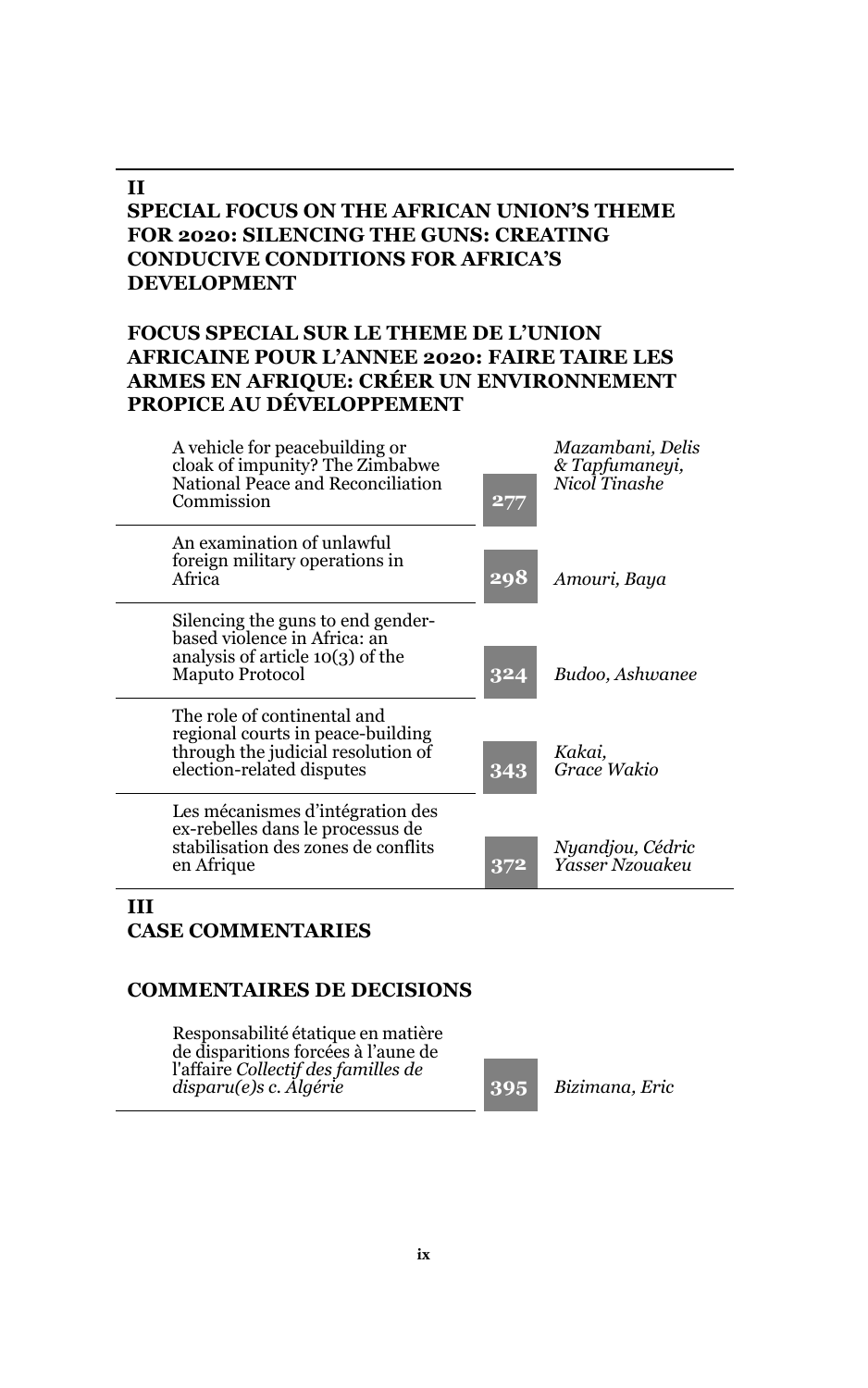## II

## SPECIAL FOCUS ON THE AFRICAN UNION'S THEME FOR 2020: SILENCING THE GUNS: CREATING CONDUCIVE CONDITIONS FOR AFRICA'S DEVELOPMENT

## FOCUS SPECIAL SUR LE THEME DE L'UNION AFRICAINE POUR L'ANNEE 2020: FAIRE TAIRE LES ARMES EN AFRIQUE: CRÉER UN ENVIRONNEMENT PROPICE AU DÉVELOPPEMENT

| Title | Page | Author |
|---|---|---|
| A vehicle for peacebuilding or cloak of impunity? The Zimbabwe National Peace and Reconciliation Commission | 277 | *Mazambani, Delis & Tapfumaneyi, Nicol Tinashe* |
| An examination of unlawful foreign military operations in Africa | 298 | *Amouri, Baya* |
| Silencing the guns to end gender-based violence in Africa: an analysis of article 10(3) of the Maputo Protocol | 324 | *Budoo, Ashwanee* |
| The role of continental and regional courts in peace-building through the judicial resolution of election-related disputes | 343 | *Kakai, Grace Wakio* |
| Les mécanismes d'intégration des ex-rebelles dans le processus de stabilisation des zones de conflits en Afrique | 372 | *Nyandjou, Cédric Yasser Nzouakeu* |

## III

## CASE COMMENTARIES

## COMMENTAIRES DE DECISIONS

| Title | Page | Author |
|---|---|---|
| Responsabilité étatique en matière de disparitions forcées à l'aune de l'affaire *Collectif des familles de disparu(e)s c. Algérie* | 395 | *Bizimana, Eric* |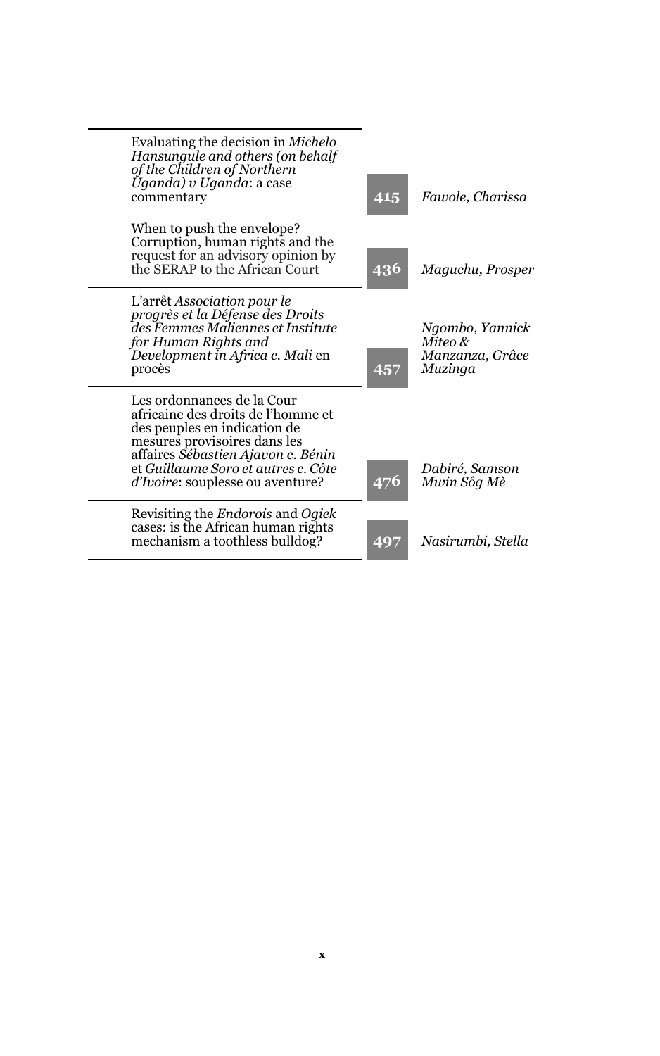| | | |
|---|---|---|
| Evaluating the decision in *Michelo Hansungule and others (on behalf of the Children of Northern Uganda) v Uganda*: a case commentary | **415** | *Fawole, Charissa* |
| When to push the envelope? Corruption, human rights and the request for an advisory opinion by the SERAP to the African Court | **436** | *Maguchu, Prosper* |
| L'arrêt *Association pour le progrès et la Défense des Droits des Femmes Maliennes et Institute for Human Rights and Development in Africa c. Mali* en procès | **457** | *Ngombo, Yannick Miteo & Manzanza, Grâce Muzinga* |
| Les ordonnances de la Cour africaine des droits de l'homme et des peuples en indication de mesures provisoires dans les affaires *Sébastien Ajavon c. Bénin* et *Guillaume Soro et autres c. Côte d'Ivoire*: souplesse ou aventure? | **476** | *Dabiré, Samson Mwin Sôg Mè* |
| Revisiting the *Endorois* and *Ogiek* cases: is the African human rights mechanism a toothless bulldog? | **497** | *Nasirumbi, Stella* |